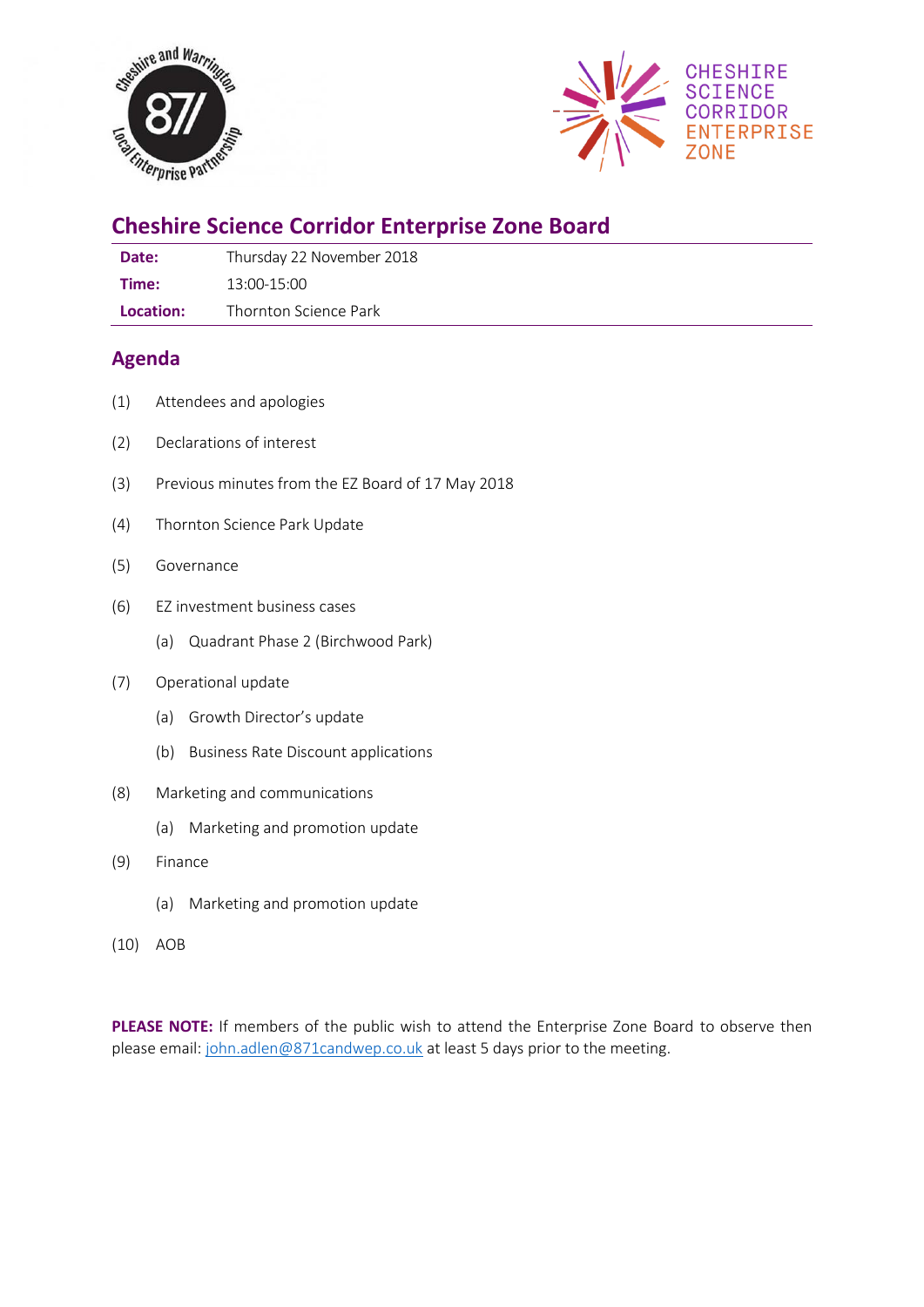# Cheshire Science Corridor Enterprise Zone Board

| | |
|---|---|
| **Date:** | Thursday 22 November 2018 |
| **Time:** | 13:00-15:00 |
| **Location:** | Thornton Science Park |

## Agenda

(1) Attendees and apologies

(2) Declarations of interest

(3) Previous minutes from the EZ Board of 17 May 2018

(4) Thornton Science Park Update

(5) Governance

(6) EZ investment business cases

  (a) Quadrant Phase 2 (Birchwood Park)

(7) Operational update

  (a) Growth Director's update

  (b) Business Rate Discount applications

(8) Marketing and communications

  (a) Marketing and promotion update

(9) Finance

  (a) Marketing and promotion update

(10) AOB

**PLEASE NOTE:** If members of the public wish to attend the Enterprise Zone Board to observe then please email: john.adlen@871candwep.co.uk at least 5 days prior to the meeting.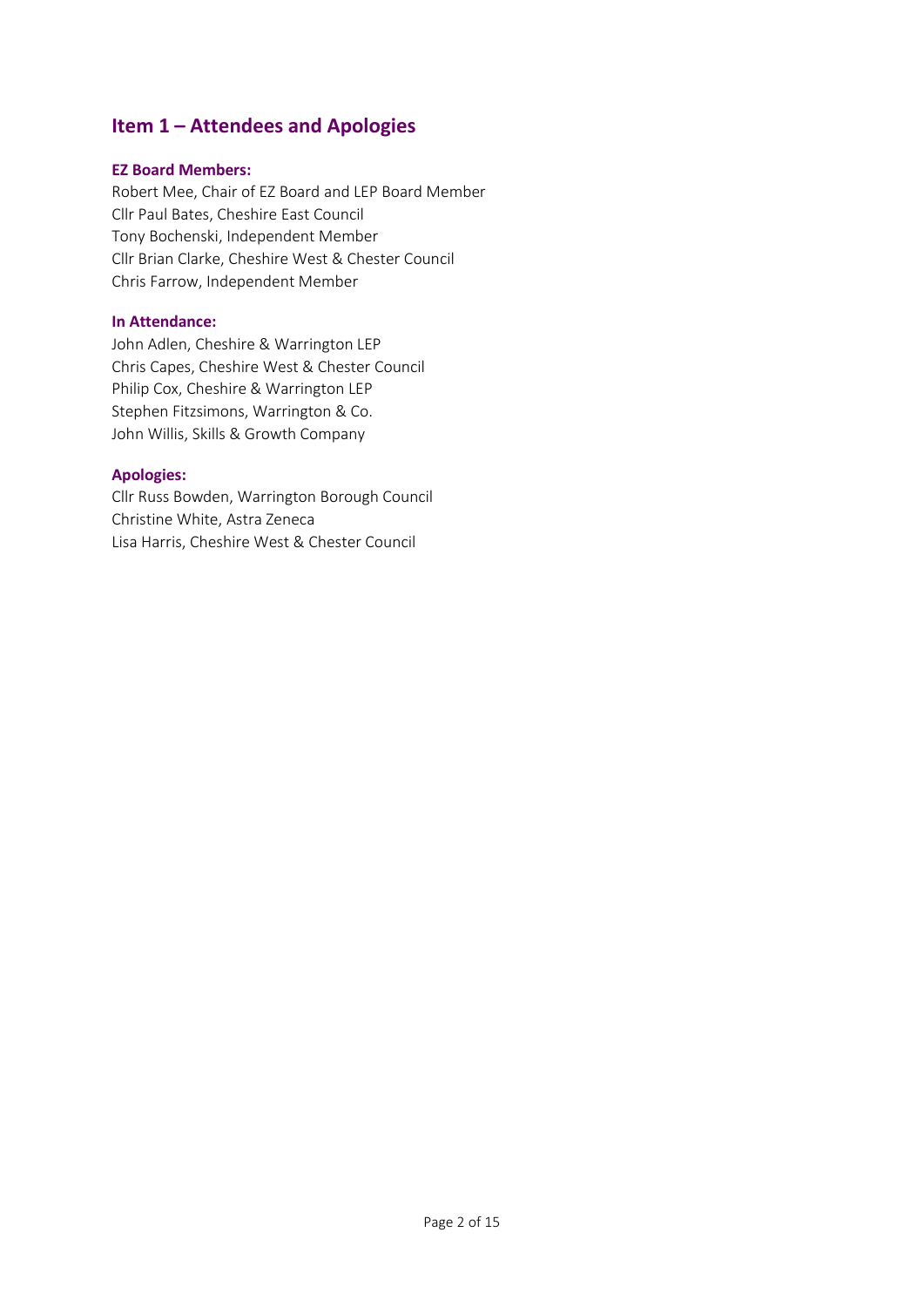## Item 1 – Attendees and Apologies

**EZ Board Members:**

Robert Mee, Chair of EZ Board and LEP Board Member
Cllr Paul Bates, Cheshire East Council
Tony Bochenski, Independent Member
Cllr Brian Clarke, Cheshire West & Chester Council
Chris Farrow, Independent Member

**In Attendance:**

John Adlen, Cheshire & Warrington LEP
Chris Capes, Cheshire West & Chester Council
Philip Cox, Cheshire & Warrington LEP
Stephen Fitzsimons, Warrington & Co.
John Willis, Skills & Growth Company

**Apologies:**

Cllr Russ Bowden, Warrington Borough Council
Christine White, Astra Zeneca
Lisa Harris, Cheshire West & Chester Council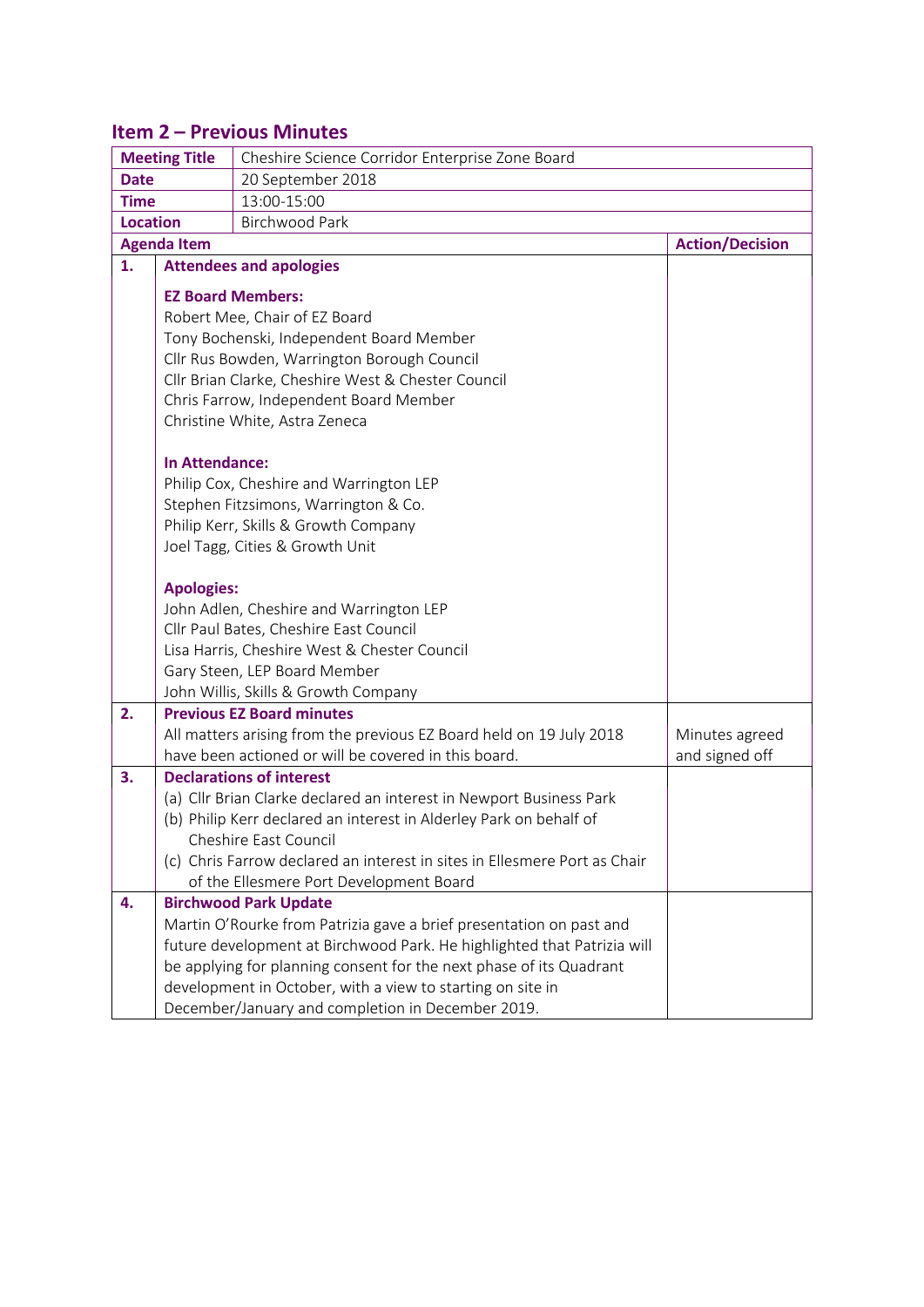## Item 2 – Previous Minutes

| **Meeting Title** | Cheshire Science Corridor Enterprise Zone Board | |
|---|---|---|
| **Date** | 20 September 2018 | |
| **Time** | 13:00-15:00 | |
| **Location** | Birchwood Park | |
| **Agenda Item** | | **Action/Decision** |
| **1.** | **Attendees and apologies**<br><br>**EZ Board Members:**<br>Robert Mee, Chair of EZ Board<br>Tony Bochenski, Independent Board Member<br>Cllr Rus Bowden, Warrington Borough Council<br>Cllr Brian Clarke, Cheshire West & Chester Council<br>Chris Farrow, Independent Board Member<br>Christine White, Astra Zeneca<br><br>**In Attendance:**<br>Philip Cox, Cheshire and Warrington LEP<br>Stephen Fitzsimons, Warrington & Co.<br>Philip Kerr, Skills & Growth Company<br>Joel Tagg, Cities & Growth Unit<br><br>**Apologies:**<br>John Adlen, Cheshire and Warrington LEP<br>Cllr Paul Bates, Cheshire East Council<br>Lisa Harris, Cheshire West & Chester Council<br>Gary Steen, LEP Board Member<br>John Willis, Skills & Growth Company | |
| **2.** | **Previous EZ Board minutes**<br>All matters arising from the previous EZ Board held on 19 July 2018 have been actioned or will be covered in this board. | Minutes agreed and signed off |
| **3.** | **Declarations of interest**<br>(a) Cllr Brian Clarke declared an interest in Newport Business Park<br>(b) Philip Kerr declared an interest in Alderley Park on behalf of Cheshire East Council<br>(c) Chris Farrow declared an interest in sites in Ellesmere Port as Chair of the Ellesmere Port Development Board | |
| **4.** | **Birchwood Park Update**<br>Martin O'Rourke from Patrizia gave a brief presentation on past and future development at Birchwood Park. He highlighted that Patrizia will be applying for planning consent for the next phase of its Quadrant development in October, with a view to starting on site in December/January and completion in December 2019. | |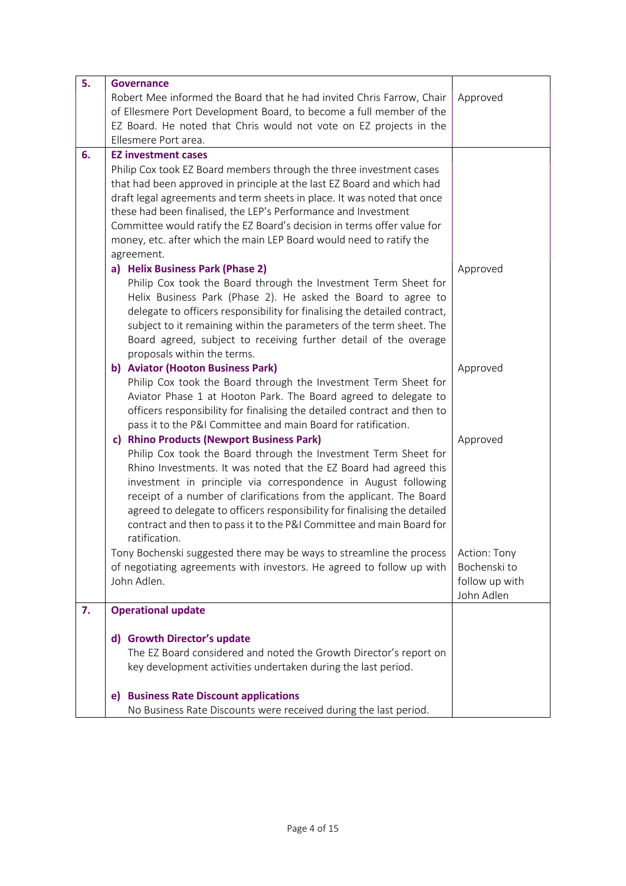| | | |
|---|---|---|
| **5.** | **Governance**<br>Robert Mee informed the Board that he had invited Chris Farrow, Chair of Ellesmere Port Development Board, to become a full member of the EZ Board. He noted that Chris would not vote on EZ projects in the Ellesmere Port area. | Approved |
| **6.** | **EZ investment cases**<br>Philip Cox took EZ Board members through the three investment cases that had been approved in principle at the last EZ Board and which had draft legal agreements and term sheets in place. It was noted that once these had been finalised, the LEP's Performance and Investment Committee would ratify the EZ Board's decision in terms offer value for money, etc. after which the main LEP Board would need to ratify the agreement. | |
| | **a) Helix Business Park (Phase 2)**<br>Philip Cox took the Board through the Investment Term Sheet for Helix Business Park (Phase 2). He asked the Board to agree to delegate to officers responsibility for finalising the detailed contract, subject to it remaining within the parameters of the term sheet. The Board agreed, subject to receiving further detail of the overage proposals within the terms. | Approved |
| | **b) Aviator (Hooton Business Park)**<br>Philip Cox took the Board through the Investment Term Sheet for Aviator Phase 1 at Hooton Park. The Board agreed to delegate to officers responsibility for finalising the detailed contract and then to pass it to the P&I Committee and main Board for ratification. | Approved |
| | **c) Rhino Products (Newport Business Park)**<br>Philip Cox took the Board through the Investment Term Sheet for Rhino Investments. It was noted that the EZ Board had agreed this investment in principle via correspondence in August following receipt of a number of clarifications from the applicant. The Board agreed to delegate to officers responsibility for finalising the detailed contract and then to pass it to the P&I Committee and main Board for ratification. | Approved |
| | Tony Bochenski suggested there may be ways to streamline the process of negotiating agreements with investors. He agreed to follow up with John Adlen. | Action: Tony Bochenski to follow up with John Adlen |
| **7.** | **Operational update**<br><br>**d) Growth Director's update**<br>The EZ Board considered and noted the Growth Director's report on key development activities undertaken during the last period.<br><br>**e) Business Rate Discount applications**<br>No Business Rate Discounts were received during the last period. | |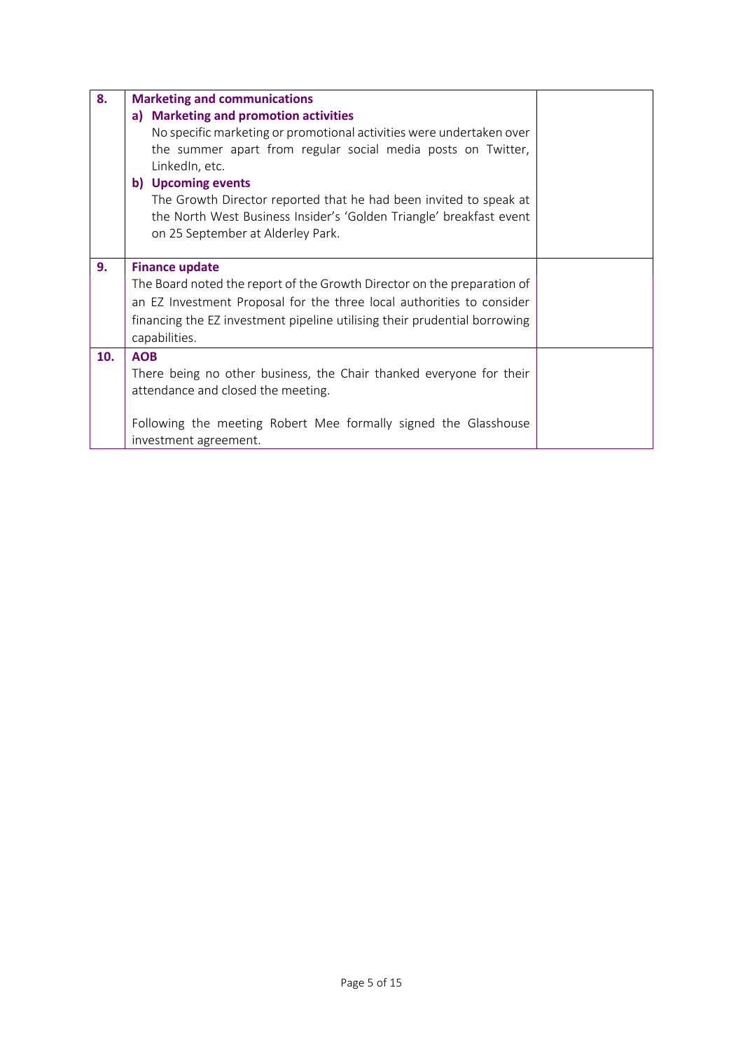| | | |
|---|---|---|
| **8.** | **Marketing and communications**<br>**a) Marketing and promotion activities**<br>No specific marketing or promotional activities were undertaken over the summer apart from regular social media posts on Twitter, LinkedIn, etc.<br>**b) Upcoming events**<br>The Growth Director reported that he had been invited to speak at the North West Business Insider's 'Golden Triangle' breakfast event on 25 September at Alderley Park. | |
| **9.** | **Finance update**<br>The Board noted the report of the Growth Director on the preparation of an EZ Investment Proposal for the three local authorities to consider financing the EZ investment pipeline utilising their prudential borrowing capabilities. | |
| **10.** | **AOB**<br>There being no other business, the Chair thanked everyone for their attendance and closed the meeting.<br><br>Following the meeting Robert Mee formally signed the Glasshouse investment agreement. | |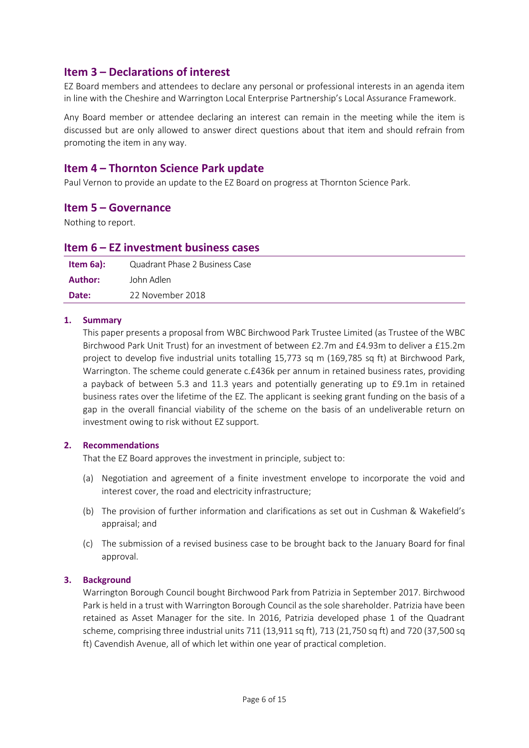## Item 3 – Declarations of interest

EZ Board members and attendees to declare any personal or professional interests in an agenda item in line with the Cheshire and Warrington Local Enterprise Partnership's Local Assurance Framework.

Any Board member or attendee declaring an interest can remain in the meeting while the item is discussed but are only allowed to answer direct questions about that item and should refrain from promoting the item in any way.

## Item 4 – Thornton Science Park update

Paul Vernon to provide an update to the EZ Board on progress at Thornton Science Park.

## Item 5 – Governance

Nothing to report.

## Item 6 – EZ investment business cases

| | |
|---|---|
| **Item 6a):** | Quadrant Phase 2 Business Case |
| **Author:** | John Adlen |
| **Date:** | 22 November 2018 |

**1. Summary**

This paper presents a proposal from WBC Birchwood Park Trustee Limited (as Trustee of the WBC Birchwood Park Unit Trust) for an investment of between £2.7m and £4.93m to deliver a £15.2m project to develop five industrial units totalling 15,773 sq m (169,785 sq ft) at Birchwood Park, Warrington. The scheme could generate c.£436k per annum in retained business rates, providing a payback of between 5.3 and 11.3 years and potentially generating up to £9.1m in retained business rates over the lifetime of the EZ. The applicant is seeking grant funding on the basis of a gap in the overall financial viability of the scheme on the basis of an undeliverable return on investment owing to risk without EZ support.

**2. Recommendations**

That the EZ Board approves the investment in principle, subject to:

(a) Negotiation and agreement of a finite investment envelope to incorporate the void and interest cover, the road and electricity infrastructure;

(b) The provision of further information and clarifications as set out in Cushman & Wakefield's appraisal; and

(c) The submission of a revised business case to be brought back to the January Board for final approval.

**3. Background**

Warrington Borough Council bought Birchwood Park from Patrizia in September 2017. Birchwood Park is held in a trust with Warrington Borough Council as the sole shareholder. Patrizia have been retained as Asset Manager for the site. In 2016, Patrizia developed phase 1 of the Quadrant scheme, comprising three industrial units 711 (13,911 sq ft), 713 (21,750 sq ft) and 720 (37,500 sq ft) Cavendish Avenue, all of which let within one year of practical completion.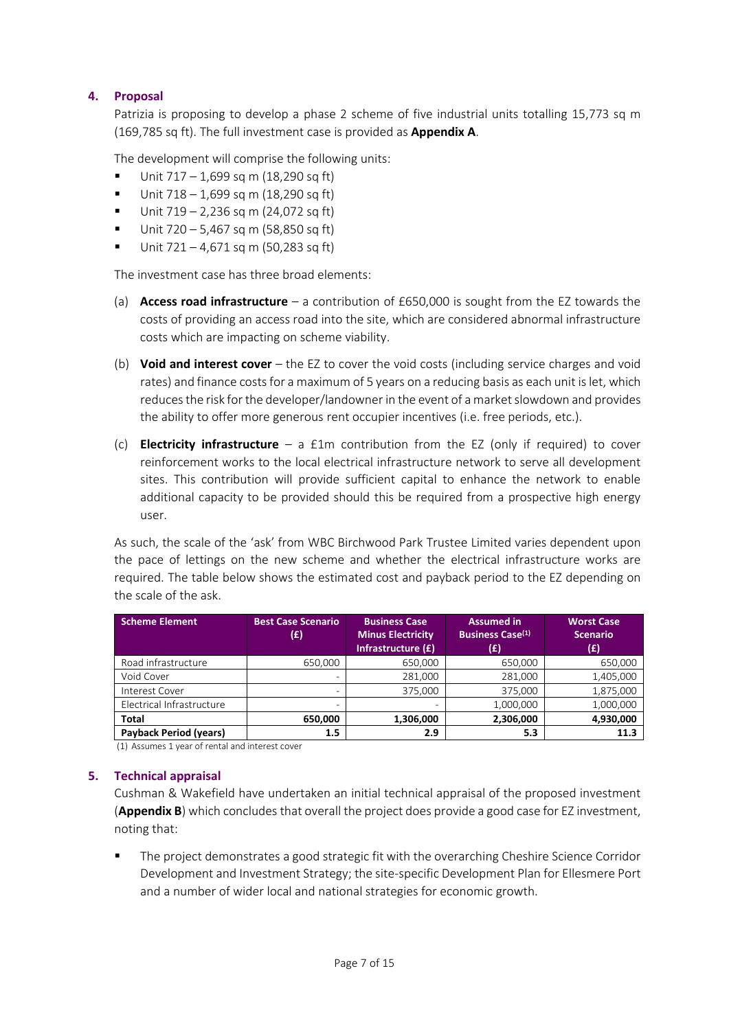## 4. Proposal

Patrizia is proposing to develop a phase 2 scheme of five industrial units totalling 15,773 sq m (169,785 sq ft). The full investment case is provided as **Appendix A**.

The development will comprise the following units:

- Unit 717 – 1,699 sq m (18,290 sq ft)
- Unit 718 – 1,699 sq m (18,290 sq ft)
- Unit 719 – 2,236 sq m (24,072 sq ft)
- Unit 720 – 5,467 sq m (58,850 sq ft)
- Unit 721 – 4,671 sq m (50,283 sq ft)

The investment case has three broad elements:

(a) **Access road infrastructure** – a contribution of £650,000 is sought from the EZ towards the costs of providing an access road into the site, which are considered abnormal infrastructure costs which are impacting on scheme viability.

(b) **Void and interest cover** – the EZ to cover the void costs (including service charges and void rates) and finance costs for a maximum of 5 years on a reducing basis as each unit is let, which reduces the risk for the developer/landowner in the event of a market slowdown and provides the ability to offer more generous rent occupier incentives (i.e. free periods, etc.).

(c) **Electricity infrastructure** – a £1m contribution from the EZ (only if required) to cover reinforcement works to the local electrical infrastructure network to serve all development sites. This contribution will provide sufficient capital to enhance the network to enable additional capacity to be provided should this be required from a prospective high energy user.

As such, the scale of the 'ask' from WBC Birchwood Park Trustee Limited varies dependent upon the pace of lettings on the new scheme and whether the electrical infrastructure works are required. The table below shows the estimated cost and payback period to the EZ depending on the scale of the ask.

| Scheme Element | Best Case Scenario (£) | Business Case Minus Electricity Infrastructure (£) | Assumed in Business Case[1] (£) | Worst Case Scenario (£) |
|---|---|---|---|---|
| Road infrastructure | 650,000 | 650,000 | 650,000 | 650,000 |
| Void Cover | - | 281,000 | 281,000 | 1,405,000 |
| Interest Cover | - | 375,000 | 375,000 | 1,875,000 |
| Electrical Infrastructure | - | - | 1,000,000 | 1,000,000 |
| **Total** | **650,000** | **1,306,000** | **2,306,000** | **4,930,000** |
| **Payback Period (years)** | **1.5** | **2.9** | **5.3** | **11.3** |

(1) Assumes 1 year of rental and interest cover

## 5. Technical appraisal

Cushman & Wakefield have undertaken an initial technical appraisal of the proposed investment (**Appendix B**) which concludes that overall the project does provide a good case for EZ investment, noting that:

- The project demonstrates a good strategic fit with the overarching Cheshire Science Corridor Development and Investment Strategy; the site-specific Development Plan for Ellesmere Port and a number of wider local and national strategies for economic growth.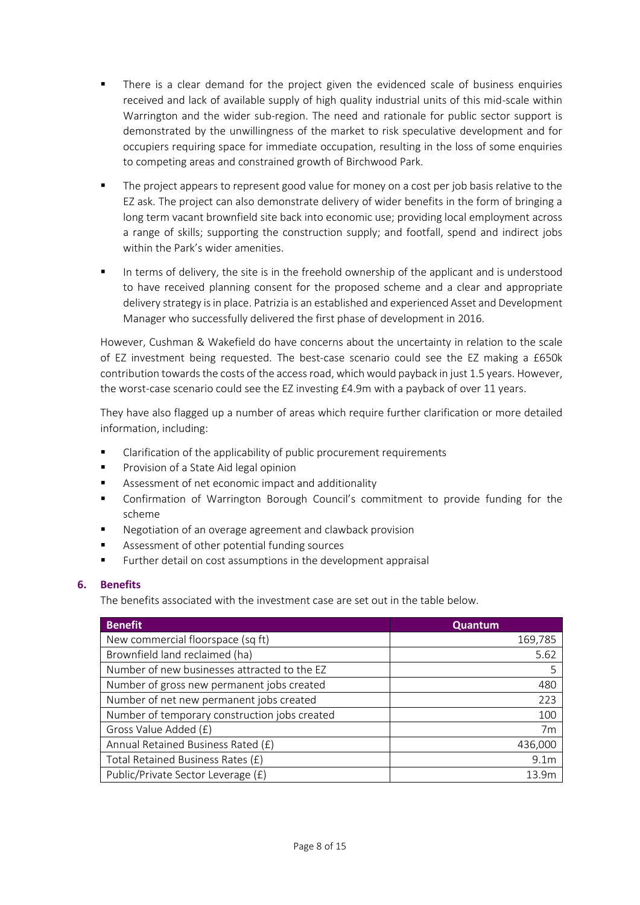- There is a clear demand for the project given the evidenced scale of business enquiries received and lack of available supply of high quality industrial units of this mid-scale within Warrington and the wider sub-region. The need and rationale for public sector support is demonstrated by the unwillingness of the market to risk speculative development and for occupiers requiring space for immediate occupation, resulting in the loss of some enquiries to competing areas and constrained growth of Birchwood Park.

- The project appears to represent good value for money on a cost per job basis relative to the EZ ask. The project can also demonstrate delivery of wider benefits in the form of bringing a long term vacant brownfield site back into economic use; providing local employment across a range of skills; supporting the construction supply; and footfall, spend and indirect jobs within the Park's wider amenities.

- In terms of delivery, the site is in the freehold ownership of the applicant and is understood to have received planning consent for the proposed scheme and a clear and appropriate delivery strategy is in place. Patrizia is an established and experienced Asset and Development Manager who successfully delivered the first phase of development in 2016.

However, Cushman & Wakefield do have concerns about the uncertainty in relation to the scale of EZ investment being requested. The best-case scenario could see the EZ making a £650k contribution towards the costs of the access road, which would payback in just 1.5 years. However, the worst-case scenario could see the EZ investing £4.9m with a payback of over 11 years.

They have also flagged up a number of areas which require further clarification or more detailed information, including:

- Clarification of the applicability of public procurement requirements
- Provision of a State Aid legal opinion
- Assessment of net economic impact and additionality
- Confirmation of Warrington Borough Council's commitment to provide funding for the scheme
- Negotiation of an overage agreement and clawback provision
- Assessment of other potential funding sources
- Further detail on cost assumptions in the development appraisal

## 6. Benefits

The benefits associated with the investment case are set out in the table below.

| Benefit | Quantum |
|---|---:|
| New commercial floorspace (sq ft) | 169,785 |
| Brownfield land reclaimed (ha) | 5.62 |
| Number of new businesses attracted to the EZ | 5 |
| Number of gross new permanent jobs created | 480 |
| Number of net new permanent jobs created | 223 |
| Number of temporary construction jobs created | 100 |
| Gross Value Added (£) | 7m |
| Annual Retained Business Rated (£) | 436,000 |
| Total Retained Business Rates (£) | 9.1m |
| Public/Private Sector Leverage (£) | 13.9m |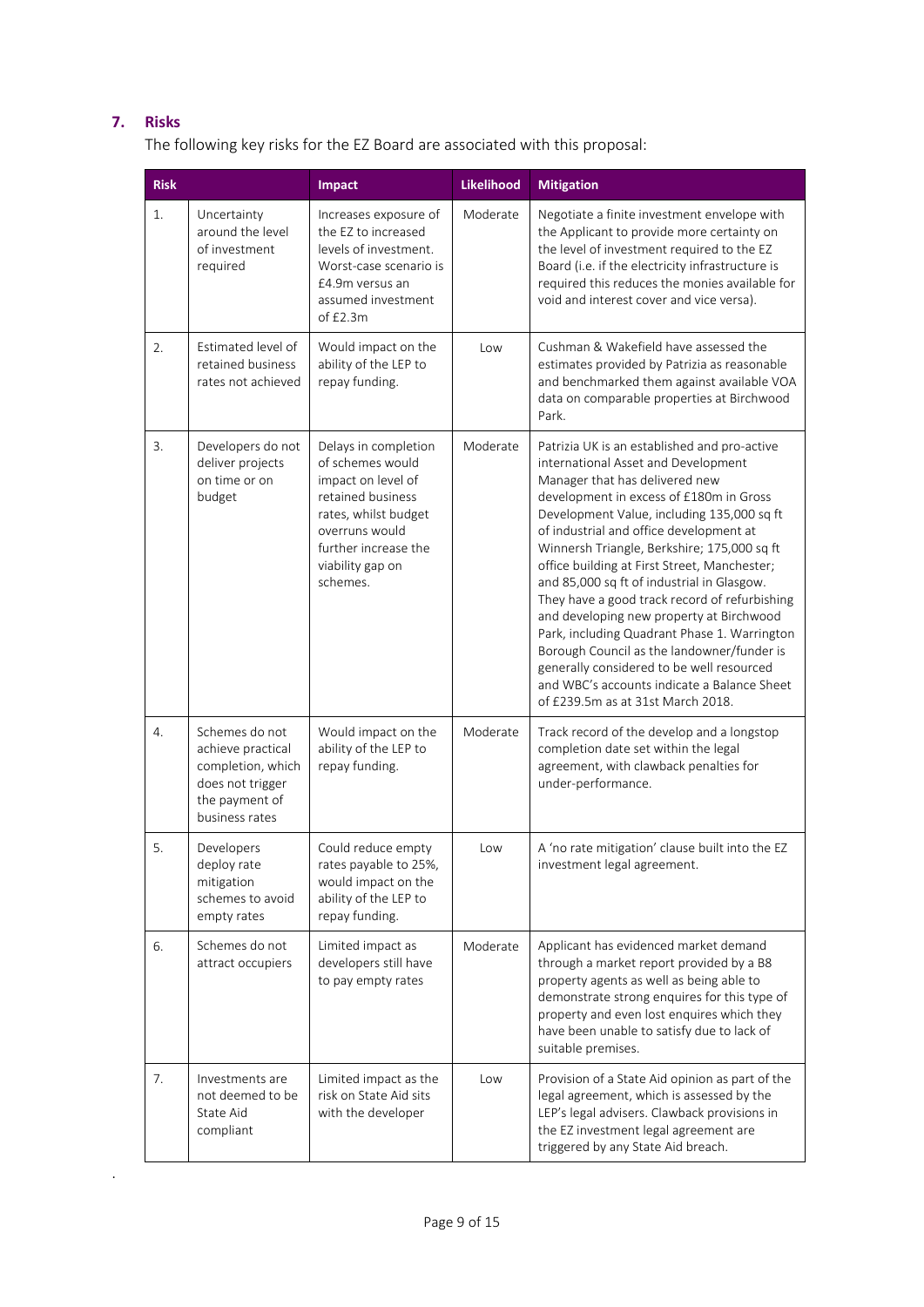## 7. Risks

The following key risks for the EZ Board are associated with this proposal:

| Risk | | Impact | Likelihood | Mitigation |
|---|---|---|---|---|
| 1. | Uncertainty around the level of investment required | Increases exposure of the EZ to increased levels of investment. Worst-case scenario is £4.9m versus an assumed investment of £2.3m | Moderate | Negotiate a finite investment envelope with the Applicant to provide more certainty on the level of investment required to the EZ Board (i.e. if the electricity infrastructure is required this reduces the monies available for void and interest cover and vice versa). |
| 2. | Estimated level of retained business rates not achieved | Would impact on the ability of the LEP to repay funding. | Low | Cushman & Wakefield have assessed the estimates provided by Patrizia as reasonable and benchmarked them against available VOA data on comparable properties at Birchwood Park. |
| 3. | Developers do not deliver projects on time or on budget | Delays in completion of schemes would impact on level of retained business rates, whilst budget overruns would further increase the viability gap on schemes. | Moderate | Patrizia UK is an established and pro-active international Asset and Development Manager that has delivered new development in excess of £180m in Gross Development Value, including 135,000 sq ft of industrial and office development at Winnersh Triangle, Berkshire; 175,000 sq ft office building at First Street, Manchester; and 85,000 sq ft of industrial in Glasgow. They have a good track record of refurbishing and developing new property at Birchwood Park, including Quadrant Phase 1. Warrington Borough Council as the landowner/funder is generally considered to be well resourced and WBC's accounts indicate a Balance Sheet of £239.5m as at 31st March 2018. |
| 4. | Schemes do not achieve practical completion, which does not trigger the payment of business rates | Would impact on the ability of the LEP to repay funding. | Moderate | Track record of the develop and a longstop completion date set within the legal agreement, with clawback penalties for under-performance. |
| 5. | Developers deploy rate mitigation schemes to avoid empty rates | Could reduce empty rates payable to 25%, would impact on the ability of the LEP to repay funding. | Low | A 'no rate mitigation' clause built into the EZ investment legal agreement. |
| 6. | Schemes do not attract occupiers | Limited impact as developers still have to pay empty rates | Moderate | Applicant has evidenced market demand through a market report provided by a B8 property agents as well as being able to demonstrate strong enquires for this type of property and even lost enquires which they have been unable to satisfy due to lack of suitable premises. |
| 7. | Investments are not deemed to be State Aid compliant | Limited impact as the risk on State Aid sits with the developer | Low | Provision of a State Aid opinion as part of the legal agreement, which is assessed by the LEP's legal advisers. Clawback provisions in the EZ investment legal agreement are triggered by any State Aid breach. |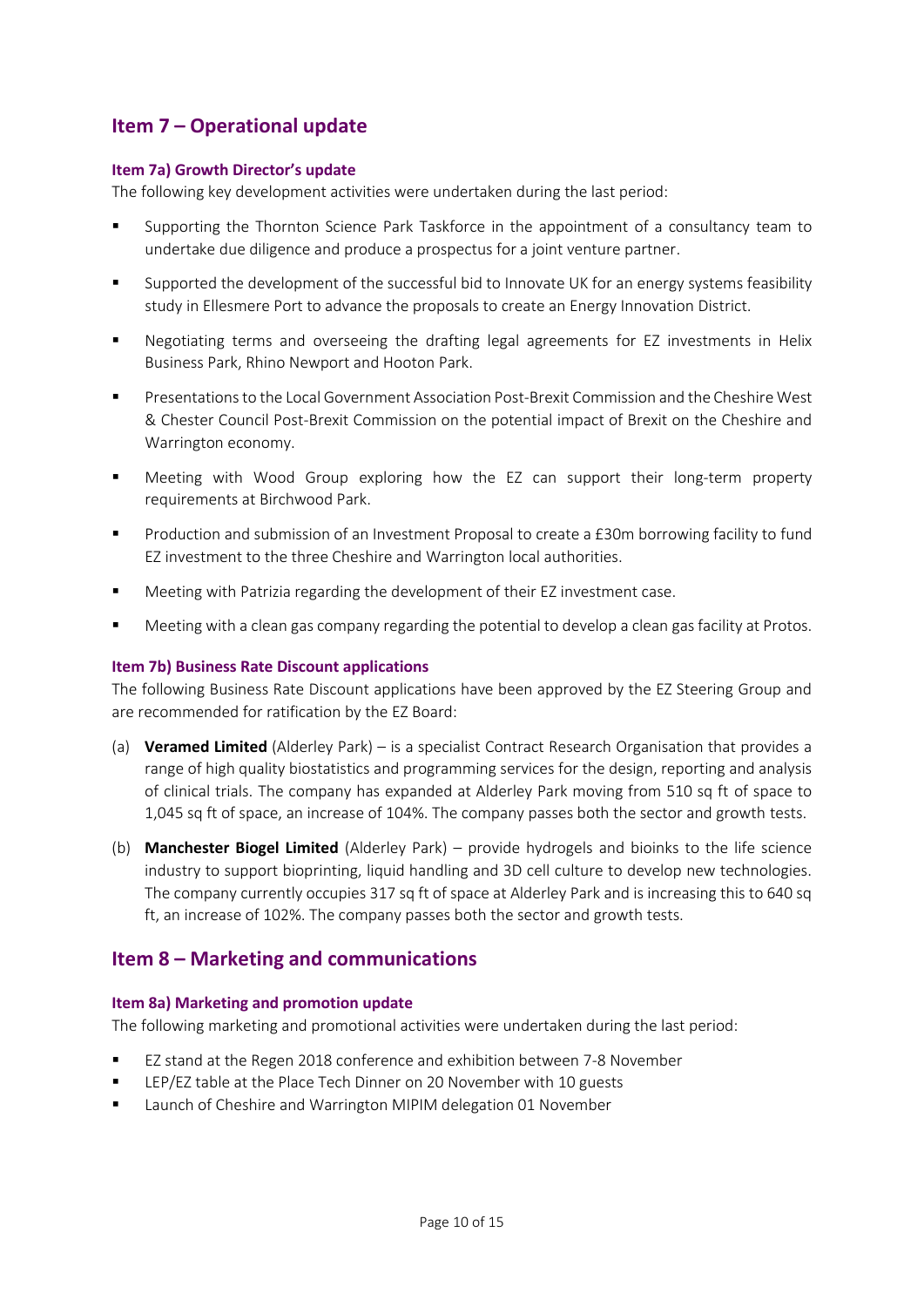## Item 7 – Operational update

### Item 7a) Growth Director's update

The following key development activities were undertaken during the last period:

- Supporting the Thornton Science Park Taskforce in the appointment of a consultancy team to undertake due diligence and produce a prospectus for a joint venture partner.
- Supported the development of the successful bid to Innovate UK for an energy systems feasibility study in Ellesmere Port to advance the proposals to create an Energy Innovation District.
- Negotiating terms and overseeing the drafting legal agreements for EZ investments in Helix Business Park, Rhino Newport and Hooton Park.
- Presentations to the Local Government Association Post-Brexit Commission and the Cheshire West & Chester Council Post-Brexit Commission on the potential impact of Brexit on the Cheshire and Warrington economy.
- Meeting with Wood Group exploring how the EZ can support their long-term property requirements at Birchwood Park.
- Production and submission of an Investment Proposal to create a £30m borrowing facility to fund EZ investment to the three Cheshire and Warrington local authorities.
- Meeting with Patrizia regarding the development of their EZ investment case.
- Meeting with a clean gas company regarding the potential to develop a clean gas facility at Protos.

### Item 7b) Business Rate Discount applications

The following Business Rate Discount applications have been approved by the EZ Steering Group and are recommended for ratification by the EZ Board:

(a) **Veramed Limited** (Alderley Park) – is a specialist Contract Research Organisation that provides a range of high quality biostatistics and programming services for the design, reporting and analysis of clinical trials. The company has expanded at Alderley Park moving from 510 sq ft of space to 1,045 sq ft of space, an increase of 104%. The company passes both the sector and growth tests.

(b) **Manchester Biogel Limited** (Alderley Park) – provide hydrogels and bioinks to the life science industry to support bioprinting, liquid handling and 3D cell culture to develop new technologies. The company currently occupies 317 sq ft of space at Alderley Park and is increasing this to 640 sq ft, an increase of 102%. The company passes both the sector and growth tests.

## Item 8 – Marketing and communications

### Item 8a) Marketing and promotion update

The following marketing and promotional activities were undertaken during the last period:

- EZ stand at the Regen 2018 conference and exhibition between 7-8 November
- LEP/EZ table at the Place Tech Dinner on 20 November with 10 guests
- Launch of Cheshire and Warrington MIPIM delegation 01 November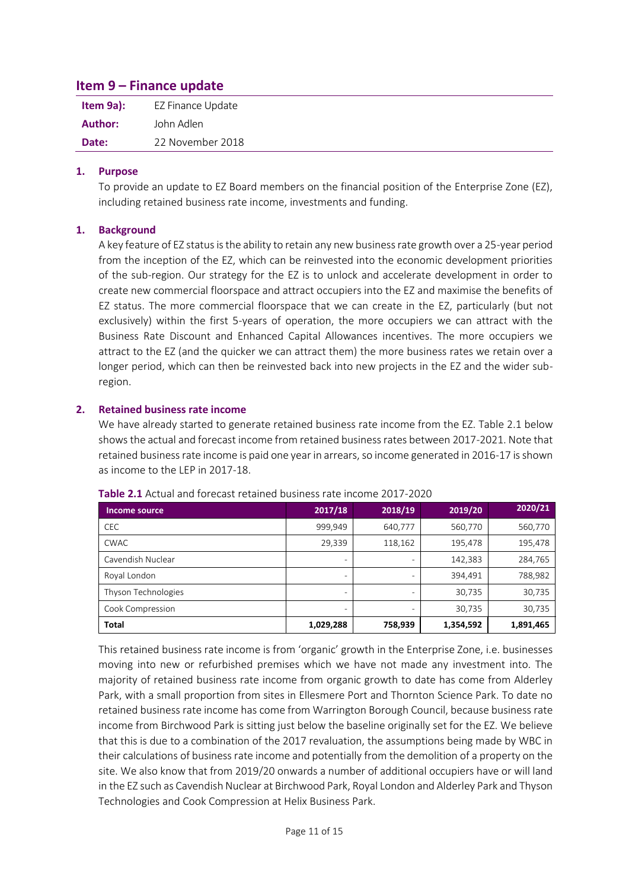## Item 9 – Finance update

| | |
|---|---|
| **Item 9a):** | EZ Finance Update |
| **Author:** | John Adlen |
| **Date:** | 22 November 2018 |

### 1. Purpose

To provide an update to EZ Board members on the financial position of the Enterprise Zone (EZ), including retained business rate income, investments and funding.

### 1. Background

A key feature of EZ status is the ability to retain any new business rate growth over a 25-year period from the inception of the EZ, which can be reinvested into the economic development priorities of the sub-region. Our strategy for the EZ is to unlock and accelerate development in order to create new commercial floorspace and attract occupiers into the EZ and maximise the benefits of EZ status. The more commercial floorspace that we can create in the EZ, particularly (but not exclusively) within the first 5-years of operation, the more occupiers we can attract with the Business Rate Discount and Enhanced Capital Allowances incentives. The more occupiers we attract to the EZ (and the quicker we can attract them) the more business rates we retain over a longer period, which can then be reinvested back into new projects in the EZ and the wider sub-region.

### 2. Retained business rate income

We have already started to generate retained business rate income from the EZ. Table 2.1 below shows the actual and forecast income from retained business rates between 2017-2021. Note that retained business rate income is paid one year in arrears, so income generated in 2016-17 is shown as income to the LEP in 2017-18.

**Table 2.1** Actual and forecast retained business rate income 2017-2020

| Income source | 2017/18 | 2018/19 | 2019/20 | 2020/21 |
|---|---|---|---|---|
| CEC | 999,949 | 640,777 | 560,770 | 560,770 |
| CWAC | 29,339 | 118,162 | 195,478 | 195,478 |
| Cavendish Nuclear | - | - | 142,383 | 284,765 |
| Royal London | - | - | 394,491 | 788,982 |
| Thyson Technologies | - | - | 30,735 | 30,735 |
| Cook Compression | - | - | 30,735 | 30,735 |
| **Total** | **1,029,288** | **758,939** | **1,354,592** | **1,891,465** |

This retained business rate income is from 'organic' growth in the Enterprise Zone, i.e. businesses moving into new or refurbished premises which we have not made any investment into. The majority of retained business rate income from organic growth to date has come from Alderley Park, with a small proportion from sites in Ellesmere Port and Thornton Science Park. To date no retained business rate income has come from Warrington Borough Council, because business rate income from Birchwood Park is sitting just below the baseline originally set for the EZ. We believe that this is due to a combination of the 2017 revaluation, the assumptions being made by WBC in their calculations of business rate income and potentially from the demolition of a property on the site. We also know that from 2019/20 onwards a number of additional occupiers have or will land in the EZ such as Cavendish Nuclear at Birchwood Park, Royal London and Alderley Park and Thyson Technologies and Cook Compression at Helix Business Park.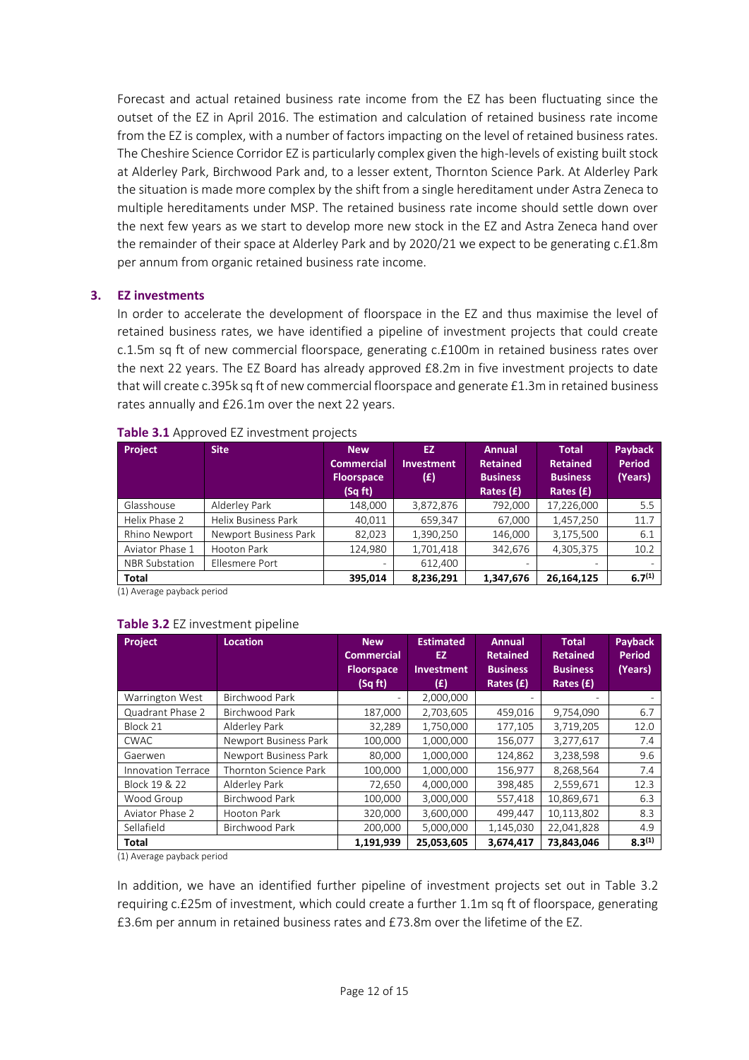Forecast and actual retained business rate income from the EZ has been fluctuating since the outset of the EZ in April 2016. The estimation and calculation of retained business rate income from the EZ is complex, with a number of factors impacting on the level of retained business rates. The Cheshire Science Corridor EZ is particularly complex given the high-levels of existing built stock at Alderley Park, Birchwood Park and, to a lesser extent, Thornton Science Park. At Alderley Park the situation is made more complex by the shift from a single hereditament under Astra Zeneca to multiple hereditaments under MSP. The retained business rate income should settle down over the next few years as we start to develop more new stock in the EZ and Astra Zeneca hand over the remainder of their space at Alderley Park and by 2020/21 we expect to be generating c.£1.8m per annum from organic retained business rate income.

## 3. EZ investments

In order to accelerate the development of floorspace in the EZ and thus maximise the level of retained business rates, we have identified a pipeline of investment projects that could create c.1.5m sq ft of new commercial floorspace, generating c.£100m in retained business rates over the next 22 years. The EZ Board has already approved £8.2m in five investment projects to date that will create c.395k sq ft of new commercial floorspace and generate £1.3m in retained business rates annually and £26.1m over the next 22 years.

**Table 3.1** Approved EZ investment projects

| Project | Site | New Commercial Floorspace (Sq ft) | EZ Investment (£) | Annual Retained Business Rates (£) | Total Retained Business Rates (£) | Payback Period (Years) |
|---|---|---|---|---|---|---|
| Glasshouse | Alderley Park | 148,000 | 3,872,876 | 792,000 | 17,226,000 | 5.5 |
| Helix Phase 2 | Helix Business Park | 40,011 | 659,347 | 67,000 | 1,457,250 | 11.7 |
| Rhino Newport | Newport Business Park | 82,023 | 1,390,250 | 146,000 | 3,175,500 | 6.1 |
| Aviator Phase 1 | Hooton Park | 124,980 | 1,701,418 | 342,676 | 4,305,375 | 10.2 |
| NBR Substation | Ellesmere Port | - | 612,400 | - | - | - |
| **Total** | | **395,014** | **8,236,291** | **1,347,676** | **26,164,125** | **6.7[1]** |

(1) Average payback period

**Table 3.2** EZ investment pipeline

| Project | Location | New Commercial Floorspace (Sq ft) | Estimated EZ Investment (£) | Annual Retained Business Rates (£) | Total Retained Business Rates (£) | Payback Period (Years) |
|---|---|---|---|---|---|---|
| Warrington West | Birchwood Park | - | 2,000,000 | - | - | - |
| Quadrant Phase 2 | Birchwood Park | 187,000 | 2,703,605 | 459,016 | 9,754,090 | 6.7 |
| Block 21 | Alderley Park | 32,289 | 1,750,000 | 177,105 | 3,719,205 | 12.0 |
| CWAC | Newport Business Park | 100,000 | 1,000,000 | 156,077 | 3,277,617 | 7.4 |
| Gaerwen | Newport Business Park | 80,000 | 1,000,000 | 124,862 | 3,238,598 | 9.6 |
| Innovation Terrace | Thornton Science Park | 100,000 | 1,000,000 | 156,977 | 8,268,564 | 7.4 |
| Block 19 & 22 | Alderley Park | 72,650 | 4,000,000 | 398,485 | 2,559,671 | 12.3 |
| Wood Group | Birchwood Park | 100,000 | 3,000,000 | 557,418 | 10,869,671 | 6.3 |
| Aviator Phase 2 | Hooton Park | 320,000 | 3,600,000 | 499,447 | 10,113,802 | 8.3 |
| Sellafield | Birchwood Park | 200,000 | 5,000,000 | 1,145,030 | 22,041,828 | 4.9 |
| **Total** | | **1,191,939** | **25,053,605** | **3,674,417** | **73,843,046** | **8.3[1]** |

(1) Average payback period

In addition, we have an identified further pipeline of investment projects set out in Table 3.2 requiring c.£25m of investment, which could create a further 1.1m sq ft of floorspace, generating £3.6m per annum in retained business rates and £73.8m over the lifetime of the EZ.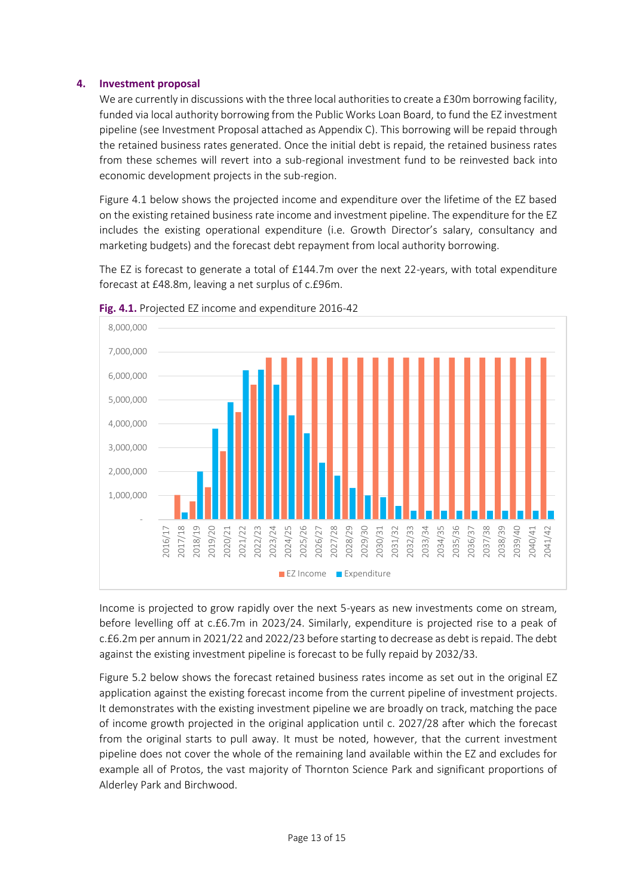## 4. Investment proposal

We are currently in discussions with the three local authorities to create a £30m borrowing facility, funded via local authority borrowing from the Public Works Loan Board, to fund the EZ investment pipeline (see Investment Proposal attached as Appendix C). This borrowing will be repaid through the retained business rates generated. Once the initial debt is repaid, the retained business rates from these schemes will revert into a sub-regional investment fund to be reinvested back into economic development projects in the sub-region.

Figure 4.1 below shows the projected income and expenditure over the lifetime of the EZ based on the existing retained business rate income and investment pipeline. The expenditure for the EZ includes the existing operational expenditure (i.e. Growth Director's salary, consultancy and marketing budgets) and the forecast debt repayment from local authority borrowing.

The EZ is forecast to generate a total of £144.7m over the next 22-years, with total expenditure forecast at £48.8m, leaving a net surplus of c.£96m.

**Fig. 4.1.** Projected EZ income and expenditure 2016-42

Income is projected to grow rapidly over the next 5-years as new investments come on stream, before levelling off at c.£6.7m in 2023/24. Similarly, expenditure is projected rise to a peak of c.£6.2m per annum in 2021/22 and 2022/23 before starting to decrease as debt is repaid. The debt against the existing investment pipeline is forecast to be fully repaid by 2032/33.

Figure 5.2 below shows the forecast retained business rates income as set out in the original EZ application against the existing forecast income from the current pipeline of investment projects. It demonstrates with the existing investment pipeline we are broadly on track, matching the pace of income growth projected in the original application until c. 2027/28 after which the forecast from the original starts to pull away. It must be noted, however, that the current investment pipeline does not cover the whole of the remaining land available within the EZ and excludes for example all of Protos, the vast majority of Thornton Science Park and significant proportions of Alderley Park and Birchwood.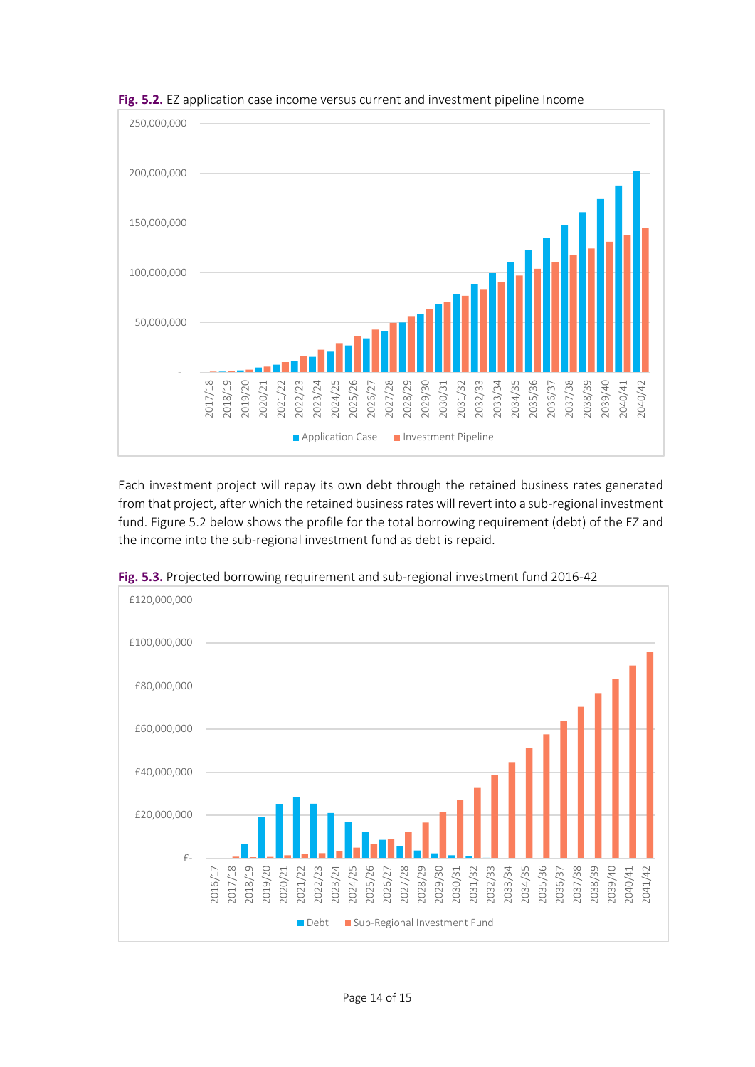**Fig. 5.2.** EZ application case income versus current and investment pipeline Income

Each investment project will repay its own debt through the retained business rates generated from that project, after which the retained business rates will revert into a sub-regional investment fund. Figure 5.2 below shows the profile for the total borrowing requirement (debt) of the EZ and the income into the sub-regional investment fund as debt is repaid.

**Fig. 5.3.** Projected borrowing requirement and sub-regional investment fund 2016-42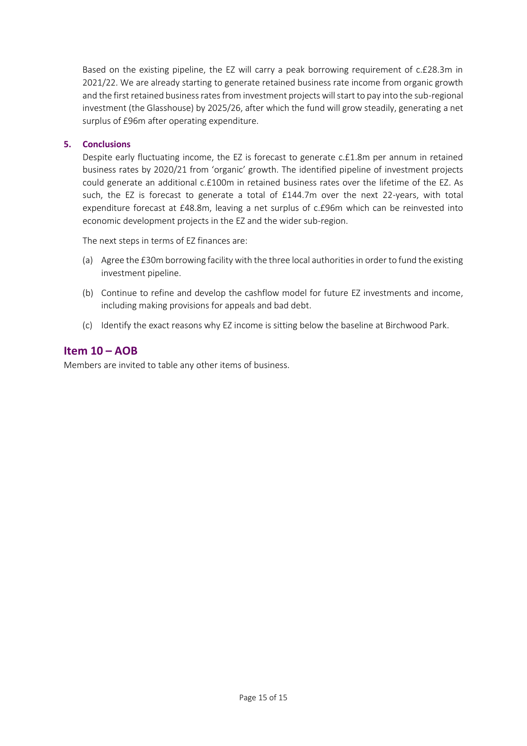Based on the existing pipeline, the EZ will carry a peak borrowing requirement of c.£28.3m in 2021/22. We are already starting to generate retained business rate income from organic growth and the first retained business rates from investment projects will start to pay into the sub-regional investment (the Glasshouse) by 2025/26, after which the fund will grow steadily, generating a net surplus of £96m after operating expenditure.

**5. Conclusions**

Despite early fluctuating income, the EZ is forecast to generate c.£1.8m per annum in retained business rates by 2020/21 from 'organic' growth. The identified pipeline of investment projects could generate an additional c.£100m in retained business rates over the lifetime of the EZ. As such, the EZ is forecast to generate a total of £144.7m over the next 22-years, with total expenditure forecast at £48.8m, leaving a net surplus of c.£96m which can be reinvested into economic development projects in the EZ and the wider sub-region.

The next steps in terms of EZ finances are:

(a) Agree the £30m borrowing facility with the three local authorities in order to fund the existing investment pipeline.

(b) Continue to refine and develop the cashflow model for future EZ investments and income, including making provisions for appeals and bad debt.

(c) Identify the exact reasons why EZ income is sitting below the baseline at Birchwood Park.

## Item 10 – AOB

Members are invited to table any other items of business.